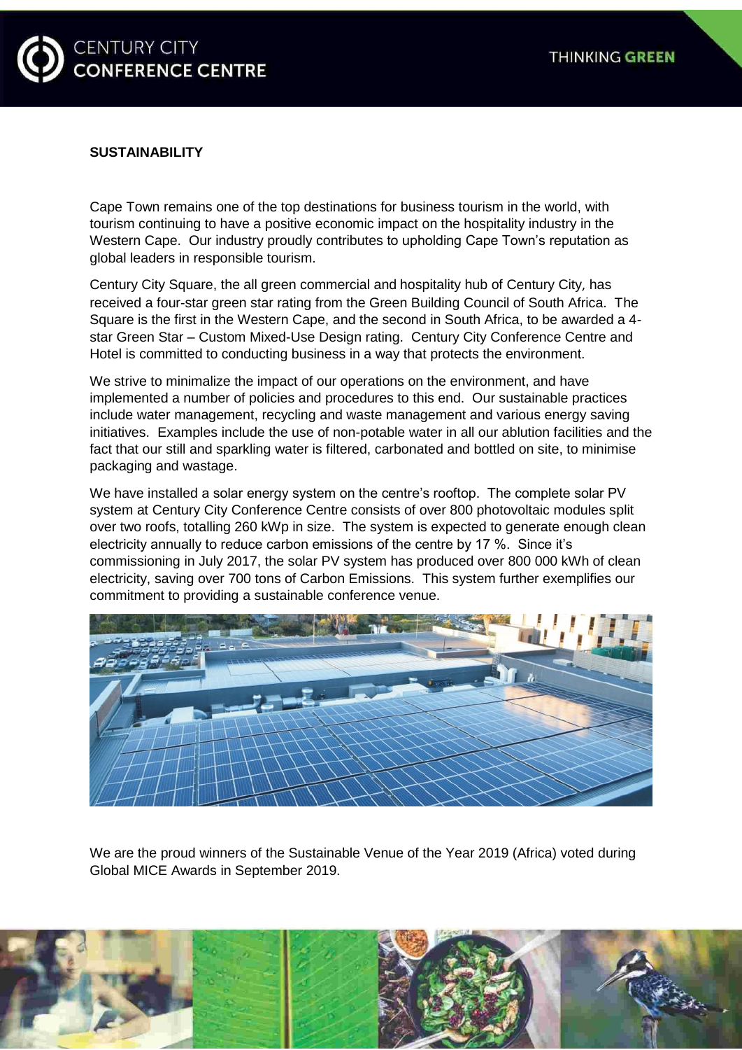# SUSTAINABILITY

Cape Town remains one of the top destinations for business tourism in the world, with tourism continuing to have a positive economic impact on the hospitality industry in the Western Cape. Our industry proudly contributes to upholding Cape Town's reputation as global leaders in responsible tourism.

Century City Square, the all green commercial and hospitality hub of Century City, has received a four-star green star rating from the Green Building Council of South Africa. The Square is the first in the Western Cape, and the second in South Africa, to be awarded a 4-star Green Star – Custom Mixed-Use Design rating. Century City Conference Centre and Hotel is committed to conducting business in a way that protects the environment.

We strive to minimalize the impact of our operations on the environment, and have implemented a number of policies and procedures to this end. Our sustainable practices include water management, recycling and waste management and various energy saving initiatives. Examples include the use of non-potable water in all our ablution facilities and the fact that our still and sparkling water is filtered, carbonated and bottled on site, to minimise packaging and wastage.

We have installed a solar energy system on the centre's rooftop. The complete solar PV system at Century City Conference Centre consists of over 800 photovoltaic modules split over two roofs, totalling 260 kWp in size. The system is expected to generate enough clean electricity annually to reduce carbon emissions of the centre by 17 %. Since it's commissioning in July 2017, the solar PV system has produced over 800 000 kWh of clean electricity, saving over 700 tons of Carbon Emissions. This system further exemplifies our commitment to providing a sustainable conference venue.

We are the proud winners of the Sustainable Venue of the Year 2019 (Africa) voted during Global MICE Awards in September 2019.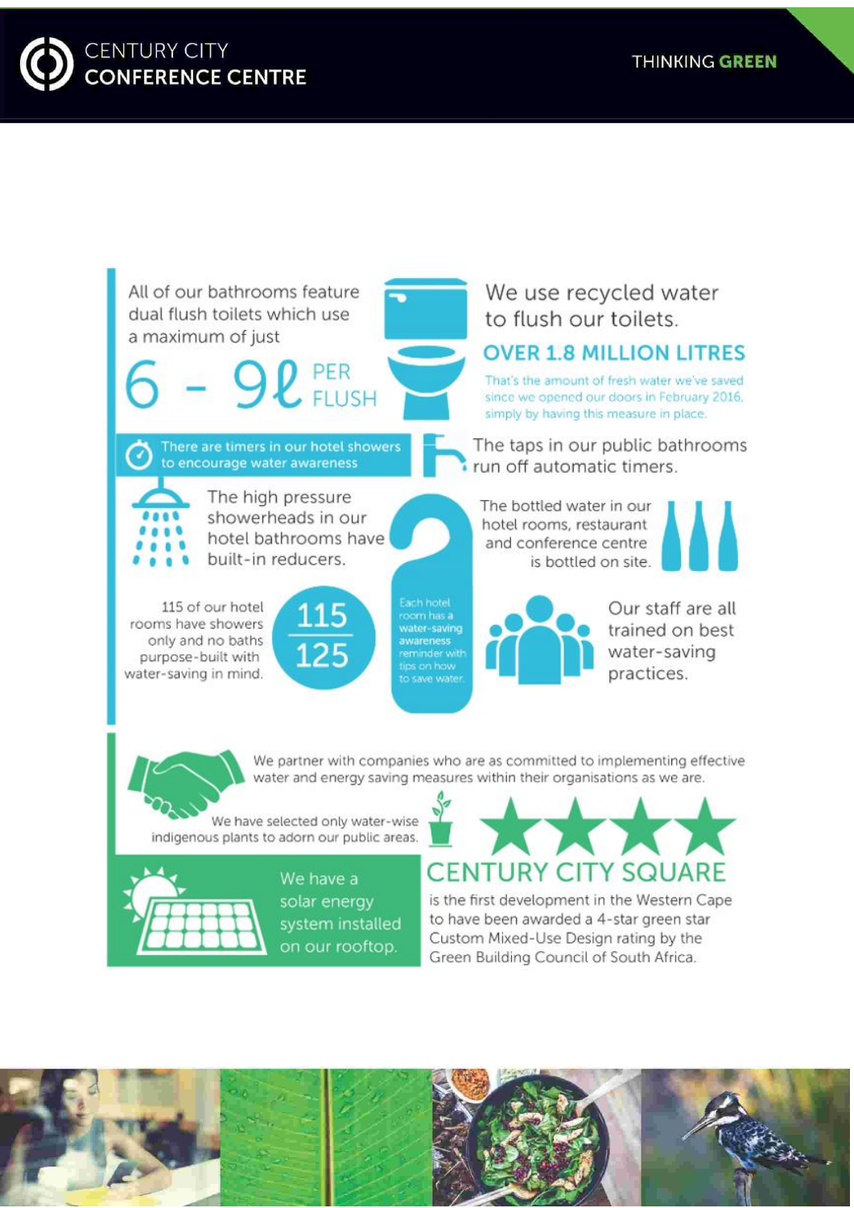All of our bathrooms feature dual flush toilets which use a maximum of just

**6 - 9ℓ PER FLUSH**

We use recycled water to flush our toilets.

**OVER 1.8 MILLION LITRES**

That's the amount of fresh water we've saved since we opened our doors in February 2016, simply by having this measure in place.

There are timers in our hotel showers to encourage water awareness

The taps in our public bathrooms run off automatic timers.

The high pressure showerheads in our hotel bathrooms have built-in reducers.

The bottled water in our hotel rooms, restaurant and conference centre is bottled on site.

115 of our hotel rooms have showers only and no baths purpose-built with water-saving in mind.

**115 / 125**

Each hotel room has a **water-saving awareness** reminder with tips on how to save water.

Our staff are all trained on best water-saving practices.

We partner with companies who are as committed to implementing effective water and energy saving measures within their organisations as we are.

We have selected only water-wise indigenous plants to adorn our public areas.

We have a solar energy system installed on our rooftop.

**CENTURY CITY SQUARE**

is the first development in the Western Cape to have been awarded a 4-star green star Custom Mixed-Use Design rating by the Green Building Council of South Africa.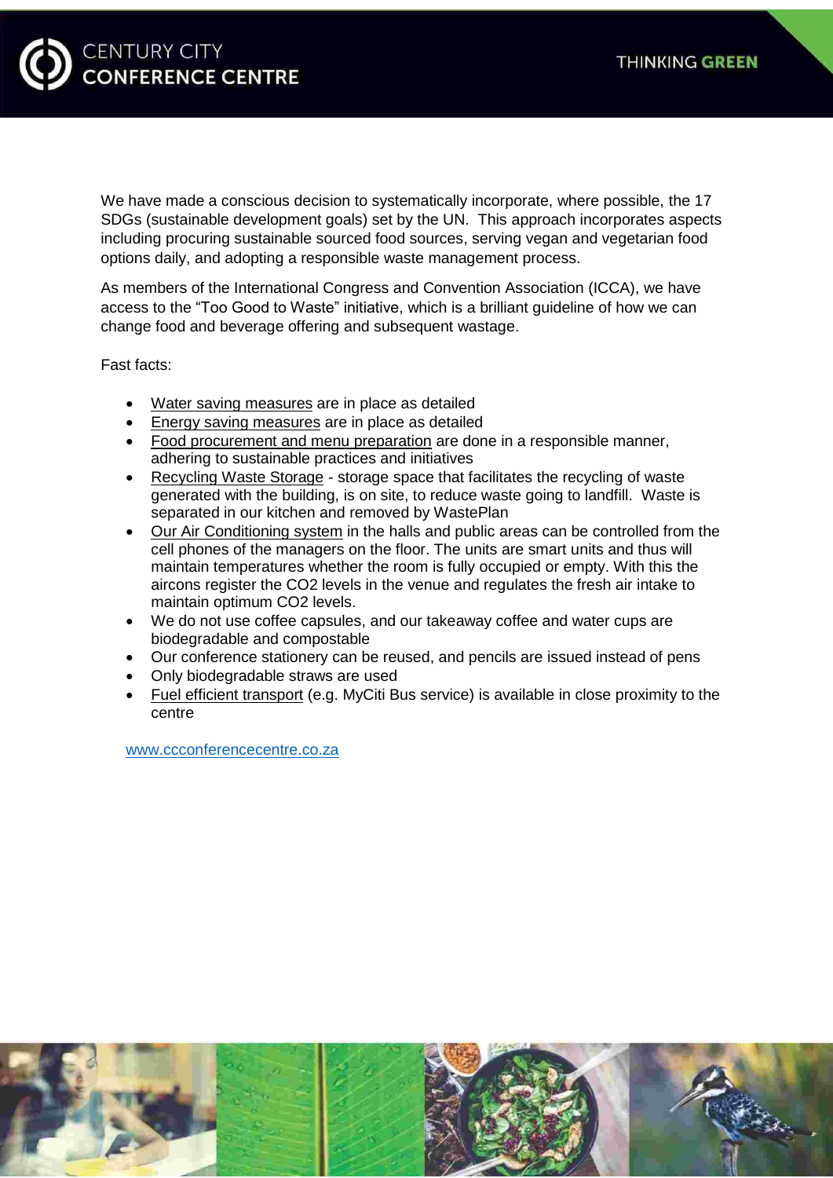We have made a conscious decision to systematically incorporate, where possible, the 17 SDGs (sustainable development goals) set by the UN. This approach incorporates aspects including procuring sustainable sourced food sources, serving vegan and vegetarian food options daily, and adopting a responsible waste management process.

As members of the International Congress and Convention Association (ICCA), we have access to the "Too Good to Waste" initiative, which is a brilliant guideline of how we can change food and beverage offering and subsequent wastage.

Fast facts:

- Water saving measures are in place as detailed
- Energy saving measures are in place as detailed
- Food procurement and menu preparation are done in a responsible manner, adhering to sustainable practices and initiatives
- Recycling Waste Storage - storage space that facilitates the recycling of waste generated with the building, is on site, to reduce waste going to landfill. Waste is separated in our kitchen and removed by WastePlan
- Our Air Conditioning system in the halls and public areas can be controlled from the cell phones of the managers on the floor. The units are smart units and thus will maintain temperatures whether the room is fully occupied or empty. With this the aircons register the $CO_2$ levels in the venue and regulates the fresh air intake to maintain optimum $CO_2$ levels.
- We do not use coffee capsules, and our takeaway coffee and water cups are biodegradable and compostable
- Our conference stationery can be reused, and pencils are issued instead of pens
- Only biodegradable straws are used
- Fuel efficient transport (e.g. MyCiti Bus service) is available in close proximity to the centre

www.ccconferencecentre.co.za